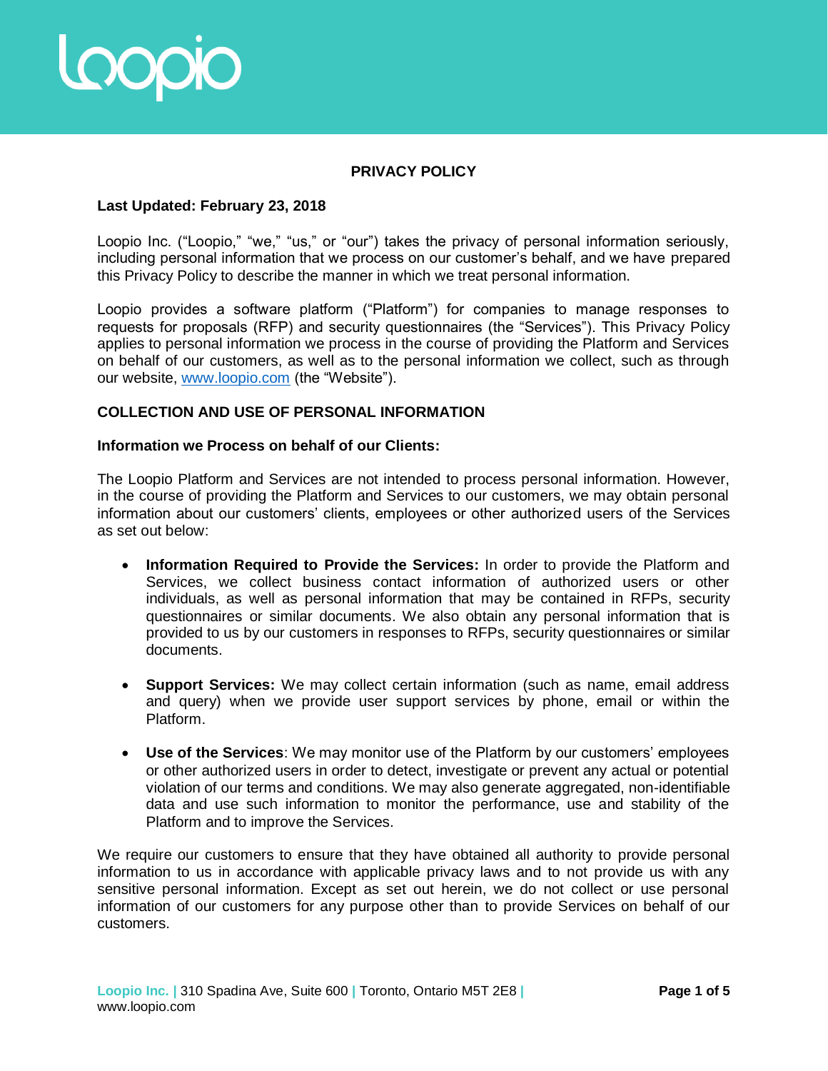# PRIVACY POLICY

**Last Updated: February 23, 2018**

Loopio Inc. ("Loopio," "we," "us," or "our") takes the privacy of personal information seriously, including personal information that we process on our customer's behalf, and we have prepared this Privacy Policy to describe the manner in which we treat personal information.

Loopio provides a software platform ("Platform") for companies to manage responses to requests for proposals (RFP) and security questionnaires (the "Services"). This Privacy Policy applies to personal information we process in the course of providing the Platform and Services on behalf of our customers, as well as to the personal information we collect, such as through our website, [www.loopio.com](http://www.loopio.com) (the "Website").

## COLLECTION AND USE OF PERSONAL INFORMATION

### Information we Process on behalf of our Clients:

The Loopio Platform and Services are not intended to process personal information. However, in the course of providing the Platform and Services to our customers, we may obtain personal information about our customers' clients, employees or other authorized users of the Services as set out below:

- **Information Required to Provide the Services:** In order to provide the Platform and Services, we collect business contact information of authorized users or other individuals, as well as personal information that may be contained in RFPs, security questionnaires or similar documents. We also obtain any personal information that is provided to us by our customers in responses to RFPs, security questionnaires or similar documents.

- **Support Services:** We may collect certain information (such as name, email address and query) when we provide user support services by phone, email or within the Platform.

- **Use of the Services**: We may monitor use of the Platform by our customers' employees or other authorized users in order to detect, investigate or prevent any actual or potential violation of our terms and conditions. We may also generate aggregated, non-identifiable data and use such information to monitor the performance, use and stability of the Platform and to improve the Services.

We require our customers to ensure that they have obtained all authority to provide personal information to us in accordance with applicable privacy laws and to not provide us with any sensitive personal information. Except as set out herein, we do not collect or use personal information of our customers for any purpose other than to provide Services on behalf of our customers.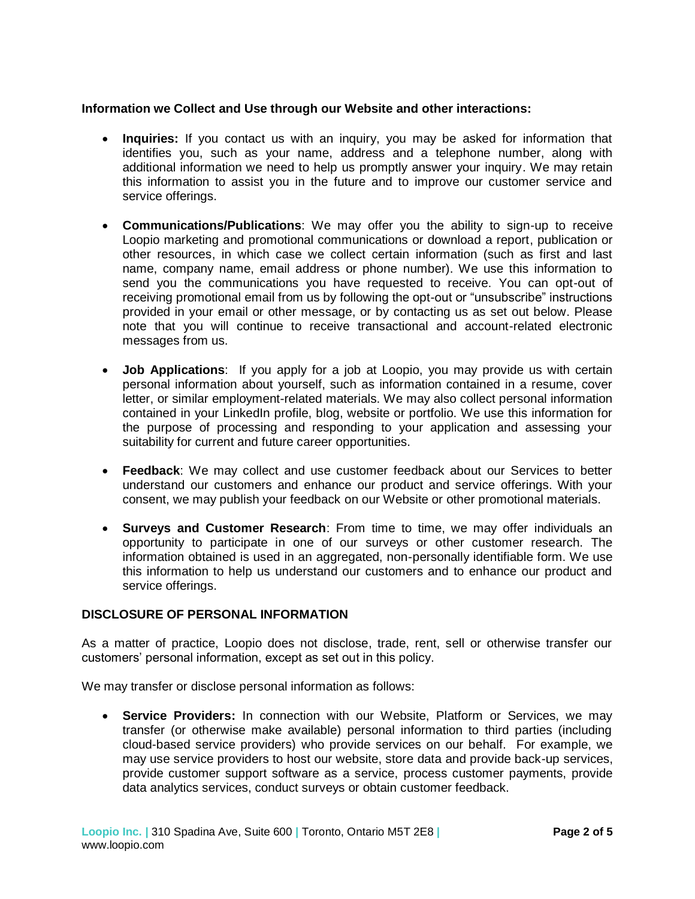**Information we Collect and Use through our Website and other interactions:**

- **Inquiries:** If you contact us with an inquiry, you may be asked for information that identifies you, such as your name, address and a telephone number, along with additional information we need to help us promptly answer your inquiry. We may retain this information to assist you in the future and to improve our customer service and service offerings.

- **Communications/Publications**: We may offer you the ability to sign-up to receive Loopio marketing and promotional communications or download a report, publication or other resources, in which case we collect certain information (such as first and last name, company name, email address or phone number). We use this information to send you the communications you have requested to receive. You can opt-out of receiving promotional email from us by following the opt-out or "unsubscribe" instructions provided in your email or other message, or by contacting us as set out below. Please note that you will continue to receive transactional and account-related electronic messages from us.

- **Job Applications**: If you apply for a job at Loopio, you may provide us with certain personal information about yourself, such as information contained in a resume, cover letter, or similar employment-related materials. We may also collect personal information contained in your LinkedIn profile, blog, website or portfolio. We use this information for the purpose of processing and responding to your application and assessing your suitability for current and future career opportunities.

- **Feedback**: We may collect and use customer feedback about our Services to better understand our customers and enhance our product and service offerings. With your consent, we may publish your feedback on our Website or other promotional materials.

- **Surveys and Customer Research**: From time to time, we may offer individuals an opportunity to participate in one of our surveys or other customer research. The information obtained is used in an aggregated, non-personally identifiable form. We use this information to help us understand our customers and to enhance our product and service offerings.

## DISCLOSURE OF PERSONAL INFORMATION

As a matter of practice, Loopio does not disclose, trade, rent, sell or otherwise transfer our customers' personal information, except as set out in this policy.

We may transfer or disclose personal information as follows:

- **Service Providers:** In connection with our Website, Platform or Services, we may transfer (or otherwise make available) personal information to third parties (including cloud-based service providers) who provide services on our behalf. For example, we may use service providers to host our website, store data and provide back-up services, provide customer support software as a service, process customer payments, provide data analytics services, conduct surveys or obtain customer feedback.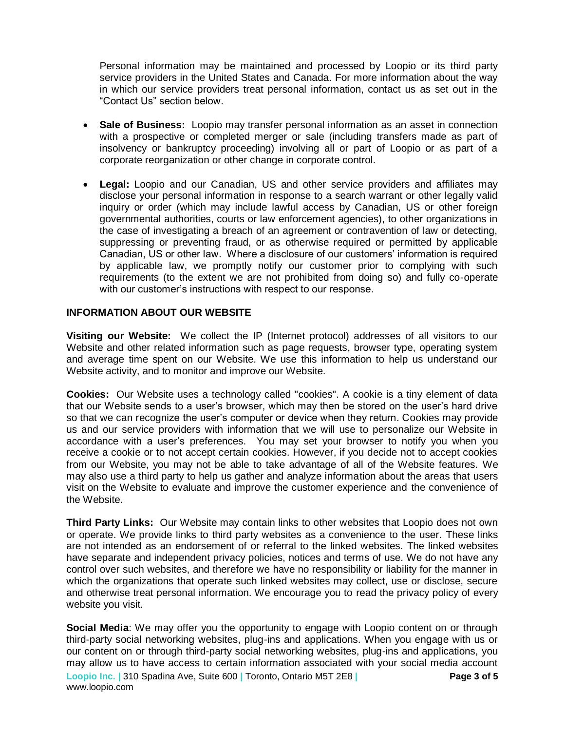Personal information may be maintained and processed by Loopio or its third party service providers in the United States and Canada. For more information about the way in which our service providers treat personal information, contact us as set out in the "Contact Us" section below.

- **Sale of Business:** Loopio may transfer personal information as an asset in connection with a prospective or completed merger or sale (including transfers made as part of insolvency or bankruptcy proceeding) involving all or part of Loopio or as part of a corporate reorganization or other change in corporate control.

- **Legal:** Loopio and our Canadian, US and other service providers and affiliates may disclose your personal information in response to a search warrant or other legally valid inquiry or order (which may include lawful access by Canadian, US or other foreign governmental authorities, courts or law enforcement agencies), to other organizations in the case of investigating a breach of an agreement or contravention of law or detecting, suppressing or preventing fraud, or as otherwise required or permitted by applicable Canadian, US or other law. Where a disclosure of our customers' information is required by applicable law, we promptly notify our customer prior to complying with such requirements (to the extent we are not prohibited from doing so) and fully co-operate with our customer's instructions with respect to our response.

## INFORMATION ABOUT OUR WEBSITE

**Visiting our Website:** We collect the IP (Internet protocol) addresses of all visitors to our Website and other related information such as page requests, browser type, operating system and average time spent on our Website. We use this information to help us understand our Website activity, and to monitor and improve our Website.

**Cookies:** Our Website uses a technology called "cookies". A cookie is a tiny element of data that our Website sends to a user's browser, which may then be stored on the user's hard drive so that we can recognize the user's computer or device when they return. Cookies may provide us and our service providers with information that we will use to personalize our Website in accordance with a user's preferences. You may set your browser to notify you when you receive a cookie or to not accept certain cookies. However, if you decide not to accept cookies from our Website, you may not be able to take advantage of all of the Website features. We may also use a third party to help us gather and analyze information about the areas that users visit on the Website to evaluate and improve the customer experience and the convenience of the Website.

**Third Party Links:** Our Website may contain links to other websites that Loopio does not own or operate. We provide links to third party websites as a convenience to the user. These links are not intended as an endorsement of or referral to the linked websites. The linked websites have separate and independent privacy policies, notices and terms of use. We do not have any control over such websites, and therefore we have no responsibility or liability for the manner in which the organizations that operate such linked websites may collect, use or disclose, secure and otherwise treat personal information. We encourage you to read the privacy policy of every website you visit.

**Social Media**: We may offer you the opportunity to engage with Loopio content on or through third-party social networking websites, plug-ins and applications. When you engage with us or our content on or through third-party social networking websites, plug-ins and applications, you may allow us to have access to certain information associated with your social media account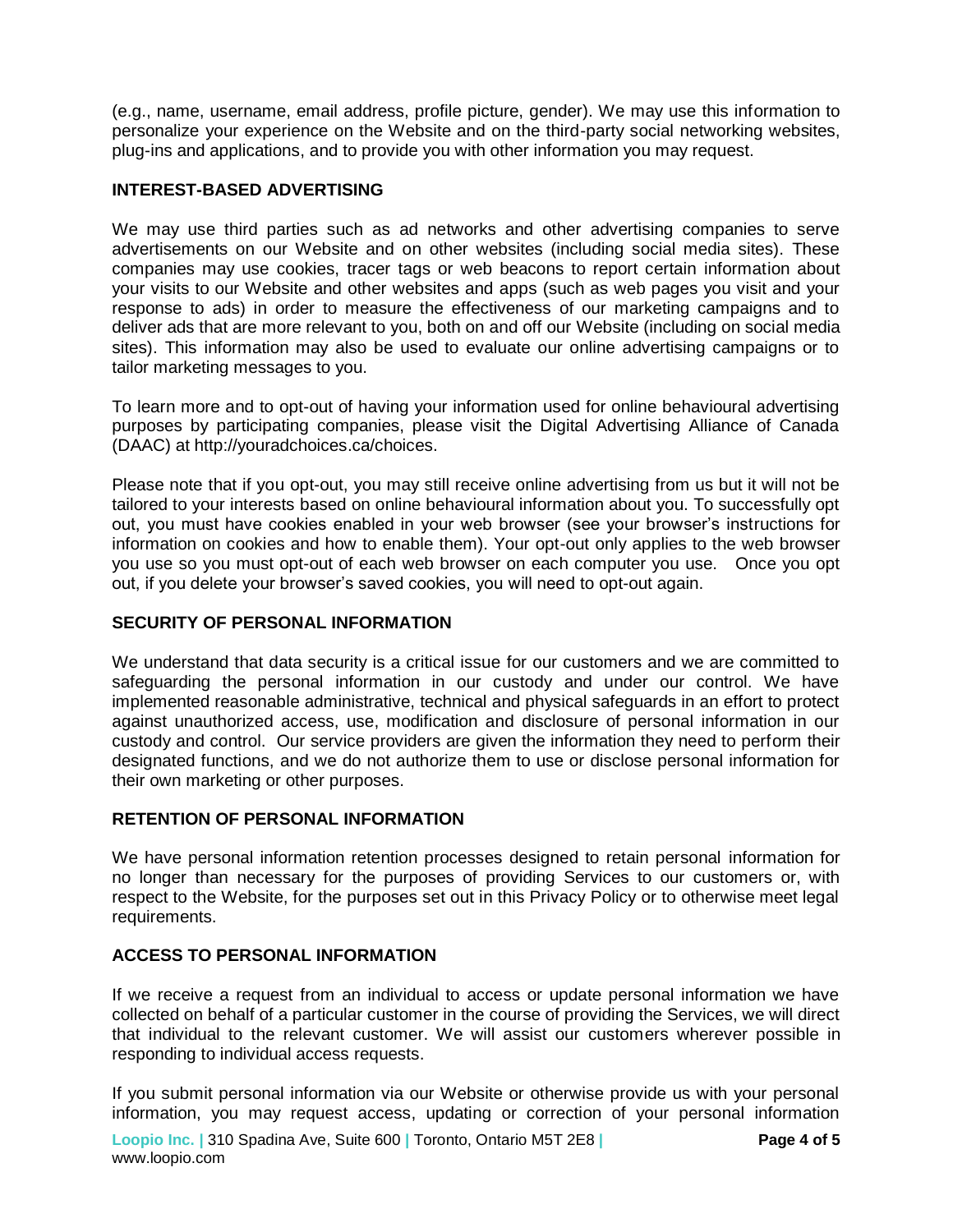(e.g., name, username, email address, profile picture, gender). We may use this information to personalize your experience on the Website and on the third-party social networking websites, plug-ins and applications, and to provide you with other information you may request.

## INTEREST-BASED ADVERTISING

We may use third parties such as ad networks and other advertising companies to serve advertisements on our Website and on other websites (including social media sites). These companies may use cookies, tracer tags or web beacons to report certain information about your visits to our Website and other websites and apps (such as web pages you visit and your response to ads) in order to measure the effectiveness of our marketing campaigns and to deliver ads that are more relevant to you, both on and off our Website (including on social media sites). This information may also be used to evaluate our online advertising campaigns or to tailor marketing messages to you.

To learn more and to opt-out of having your information used for online behavioural advertising purposes by participating companies, please visit the Digital Advertising Alliance of Canada (DAAC) at http://youradchoices.ca/choices.

Please note that if you opt-out, you may still receive online advertising from us but it will not be tailored to your interests based on online behavioural information about you. To successfully opt out, you must have cookies enabled in your web browser (see your browser's instructions for information on cookies and how to enable them). Your opt-out only applies to the web browser you use so you must opt-out of each web browser on each computer you use. Once you opt out, if you delete your browser's saved cookies, you will need to opt-out again.

## SECURITY OF PERSONAL INFORMATION

We understand that data security is a critical issue for our customers and we are committed to safeguarding the personal information in our custody and under our control. We have implemented reasonable administrative, technical and physical safeguards in an effort to protect against unauthorized access, use, modification and disclosure of personal information in our custody and control. Our service providers are given the information they need to perform their designated functions, and we do not authorize them to use or disclose personal information for their own marketing or other purposes.

## RETENTION OF PERSONAL INFORMATION

We have personal information retention processes designed to retain personal information for no longer than necessary for the purposes of providing Services to our customers or, with respect to the Website, for the purposes set out in this Privacy Policy or to otherwise meet legal requirements.

## ACCESS TO PERSONAL INFORMATION

If we receive a request from an individual to access or update personal information we have collected on behalf of a particular customer in the course of providing the Services, we will direct that individual to the relevant customer. We will assist our customers wherever possible in responding to individual access requests.

If you submit personal information via our Website or otherwise provide us with your personal information, you may request access, updating or correction of your personal information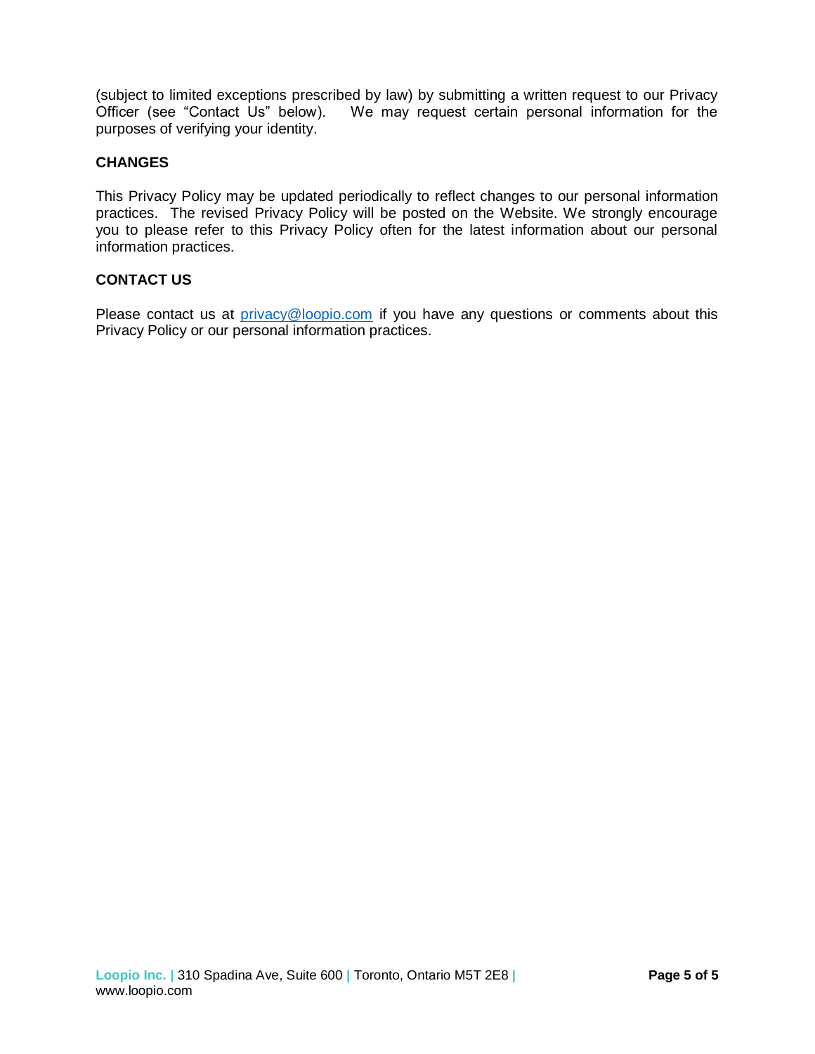(subject to limited exceptions prescribed by law) by submitting a written request to our Privacy Officer (see "Contact Us" below). We may request certain personal information for the purposes of verifying your identity.

**CHANGES**

This Privacy Policy may be updated periodically to reflect changes to our personal information practices. The revised Privacy Policy will be posted on the Website. We strongly encourage you to please refer to this Privacy Policy often for the latest information about our personal information practices.

**CONTACT US**

Please contact us at privacy@loopio.com if you have any questions or comments about this Privacy Policy or our personal information practices.